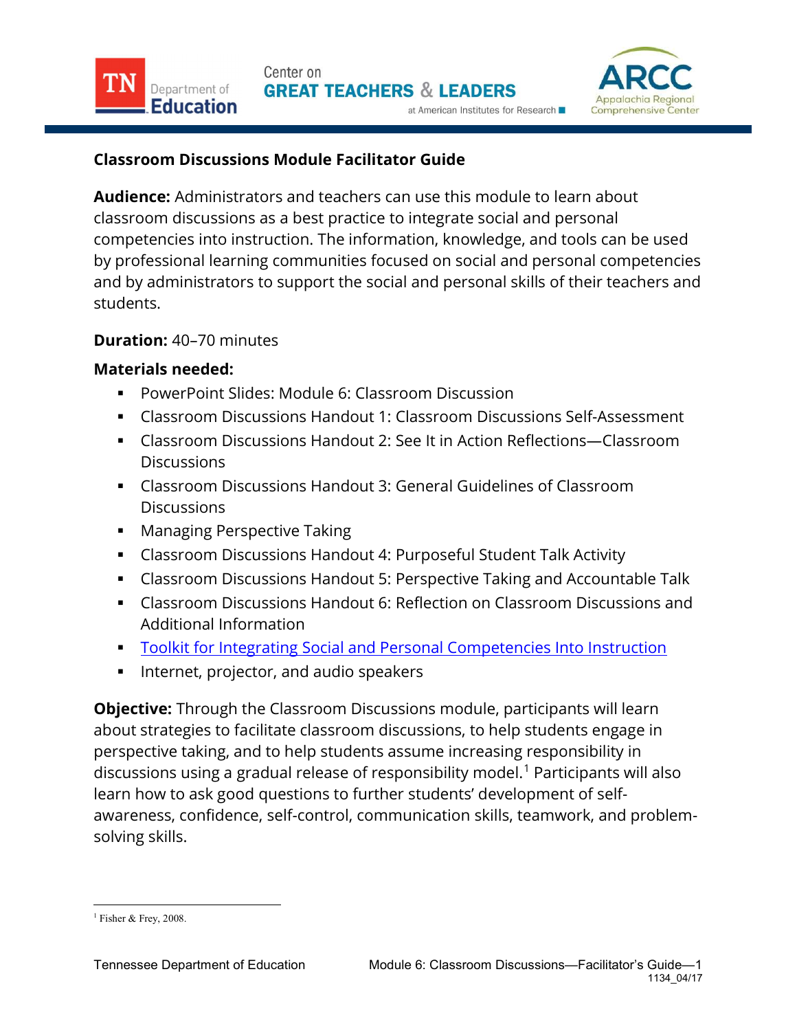# Classroom Discussions Module Facilitator Guide

**Audience:** Administrators and teachers can use this module to learn about classroom discussions as a best practice to integrate social and personal competencies into instruction. The information, knowledge, and tools can be used by professional learning communities focused on social and personal competencies and by administrators to support the social and personal skills of their teachers and students.

**Duration:** 40–70 minutes

**Materials needed:**

- PowerPoint Slides: Module 6: Classroom Discussion
- Classroom Discussions Handout 1: Classroom Discussions Self-Assessment
- Classroom Discussions Handout 2: See It in Action Reflections—Classroom Discussions
- Classroom Discussions Handout 3: General Guidelines of Classroom Discussions
- Managing Perspective Taking
- Classroom Discussions Handout 4: Purposeful Student Talk Activity
- Classroom Discussions Handout 5: Perspective Taking and Accountable Talk
- Classroom Discussions Handout 6: Reflection on Classroom Discussions and Additional Information
- Toolkit for Integrating Social and Personal Competencies Into Instruction
- Internet, projector, and audio speakers

**Objective:** Through the Classroom Discussions module, participants will learn about strategies to facilitate classroom discussions, to help students engage in perspective taking, and to help students assume increasing responsibility in discussions using a gradual release of responsibility model.[1] Participants will also learn how to ask good questions to further students' development of self-awareness, confidence, self-control, communication skills, teamwork, and problem-solving skills.

---

[1] Fisher & Frey, 2008.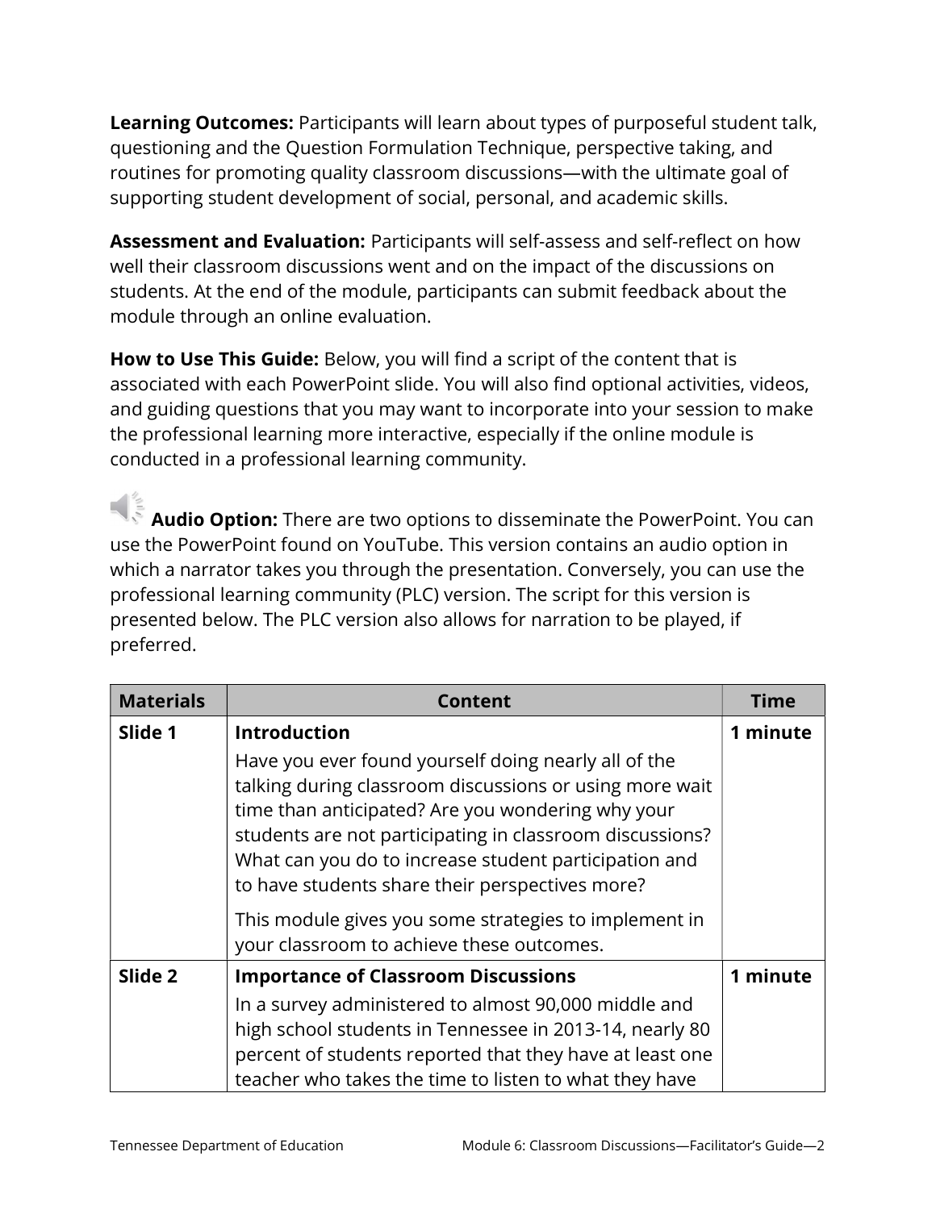**Learning Outcomes:** Participants will learn about types of purposeful student talk, questioning and the Question Formulation Technique, perspective taking, and routines for promoting quality classroom discussions—with the ultimate goal of supporting student development of social, personal, and academic skills.

**Assessment and Evaluation:** Participants will self-assess and self-reflect on how well their classroom discussions went and on the impact of the discussions on students. At the end of the module, participants can submit feedback about the module through an online evaluation.

**How to Use This Guide:** Below, you will find a script of the content that is associated with each PowerPoint slide. You will also find optional activities, videos, and guiding questions that you may want to incorporate into your session to make the professional learning more interactive, especially if the online module is conducted in a professional learning community.

**Audio Option:** There are two options to disseminate the PowerPoint. You can use the PowerPoint found on YouTube. This version contains an audio option in which a narrator takes you through the presentation. Conversely, you can use the professional learning community (PLC) version. The script for this version is presented below. The PLC version also allows for narration to be played, if preferred.

| Materials | Content | Time |
|---|---|---|
| Slide 1 | **Introduction**<br>Have you ever found yourself doing nearly all of the talking during classroom discussions or using more wait time than anticipated? Are you wondering why your students are not participating in classroom discussions? What can you do to increase student participation and to have students share their perspectives more?<br>This module gives you some strategies to implement in your classroom to achieve these outcomes. | 1 minute |
| Slide 2 | **Importance of Classroom Discussions**<br>In a survey administered to almost 90,000 middle and high school students in Tennessee in 2013-14, nearly 80 percent of students reported that they have at least one teacher who takes the time to listen to what they have | 1 minute |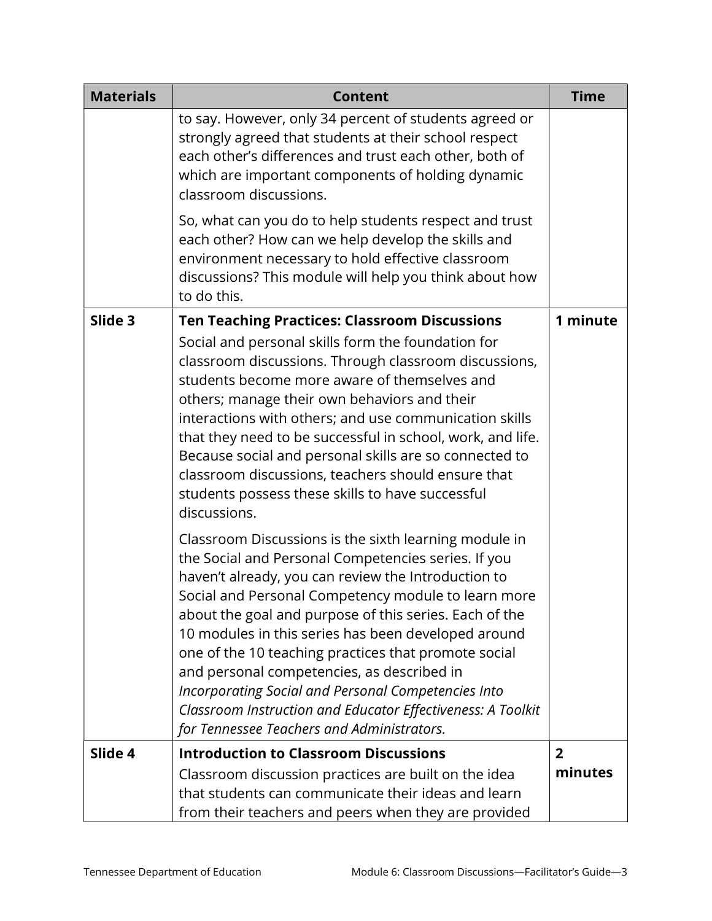| Materials | Content | Time |
|---|---|---|
| | to say. However, only 34 percent of students agreed or strongly agreed that students at their school respect each other's differences and trust each other, both of which are important components of holding dynamic classroom discussions.<br><br>So, what can you do to help students respect and trust each other? How can we help develop the skills and environment necessary to hold effective classroom discussions? This module will help you think about how to do this. | |
| **Slide 3** | **Ten Teaching Practices: Classroom Discussions**<br>Social and personal skills form the foundation for classroom discussions. Through classroom discussions, students become more aware of themselves and others; manage their own behaviors and their interactions with others; and use communication skills that they need to be successful in school, work, and life. Because social and personal skills are so connected to classroom discussions, teachers should ensure that students possess these skills to have successful discussions.<br><br>Classroom Discussions is the sixth learning module in the Social and Personal Competencies series. If you haven't already, you can review the Introduction to Social and Personal Competency module to learn more about the goal and purpose of this series. Each of the 10 modules in this series has been developed around one of the 10 teaching practices that promote social and personal competencies, as described in *Incorporating Social and Personal Competencies Into Classroom Instruction and Educator Effectiveness: A Toolkit for Tennessee Teachers and Administrators.* | **1 minute** |
| **Slide 4** | **Introduction to Classroom Discussions**<br>Classroom discussion practices are built on the idea that students can communicate their ideas and learn from their teachers and peers when they are provided | **2 minutes** |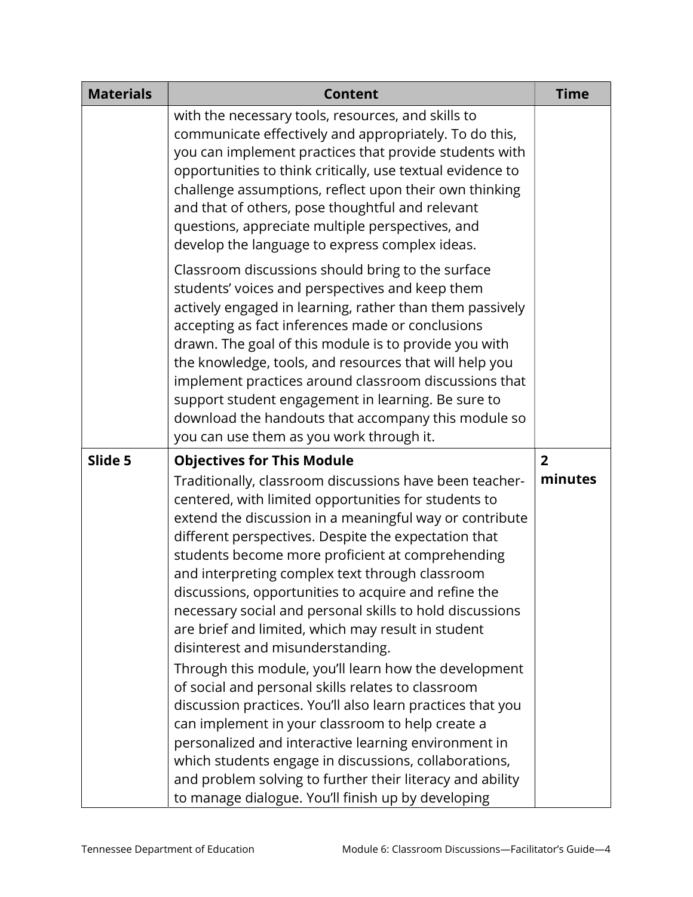| Materials | Content | Time |
| --- | --- | --- |
| | with the necessary tools, resources, and skills to communicate effectively and appropriately. To do this, you can implement practices that provide students with opportunities to think critically, use textual evidence to challenge assumptions, reflect upon their own thinking and that of others, pose thoughtful and relevant questions, appreciate multiple perspectives, and develop the language to express complex ideas.<br><br>Classroom discussions should bring to the surface students' voices and perspectives and keep them actively engaged in learning, rather than them passively accepting as fact inferences made or conclusions drawn. The goal of this module is to provide you with the knowledge, tools, and resources that will help you implement practices around classroom discussions that support student engagement in learning. Be sure to download the handouts that accompany this module so you can use them as you work through it. | |
| **Slide 5** | **Objectives for This Module**<br>Traditionally, classroom discussions have been teacher-centered, with limited opportunities for students to extend the discussion in a meaningful way or contribute different perspectives. Despite the expectation that students become more proficient at comprehending and interpreting complex text through classroom discussions, opportunities to acquire and refine the necessary social and personal skills to hold discussions are brief and limited, which may result in student disinterest and misunderstanding.<br>Through this module, you'll learn how the development of social and personal skills relates to classroom discussion practices. You'll also learn practices that you can implement in your classroom to help create a personalized and interactive learning environment in which students engage in discussions, collaborations, and problem solving to further their literacy and ability to manage dialogue. You'll finish up by developing | **2 minutes** |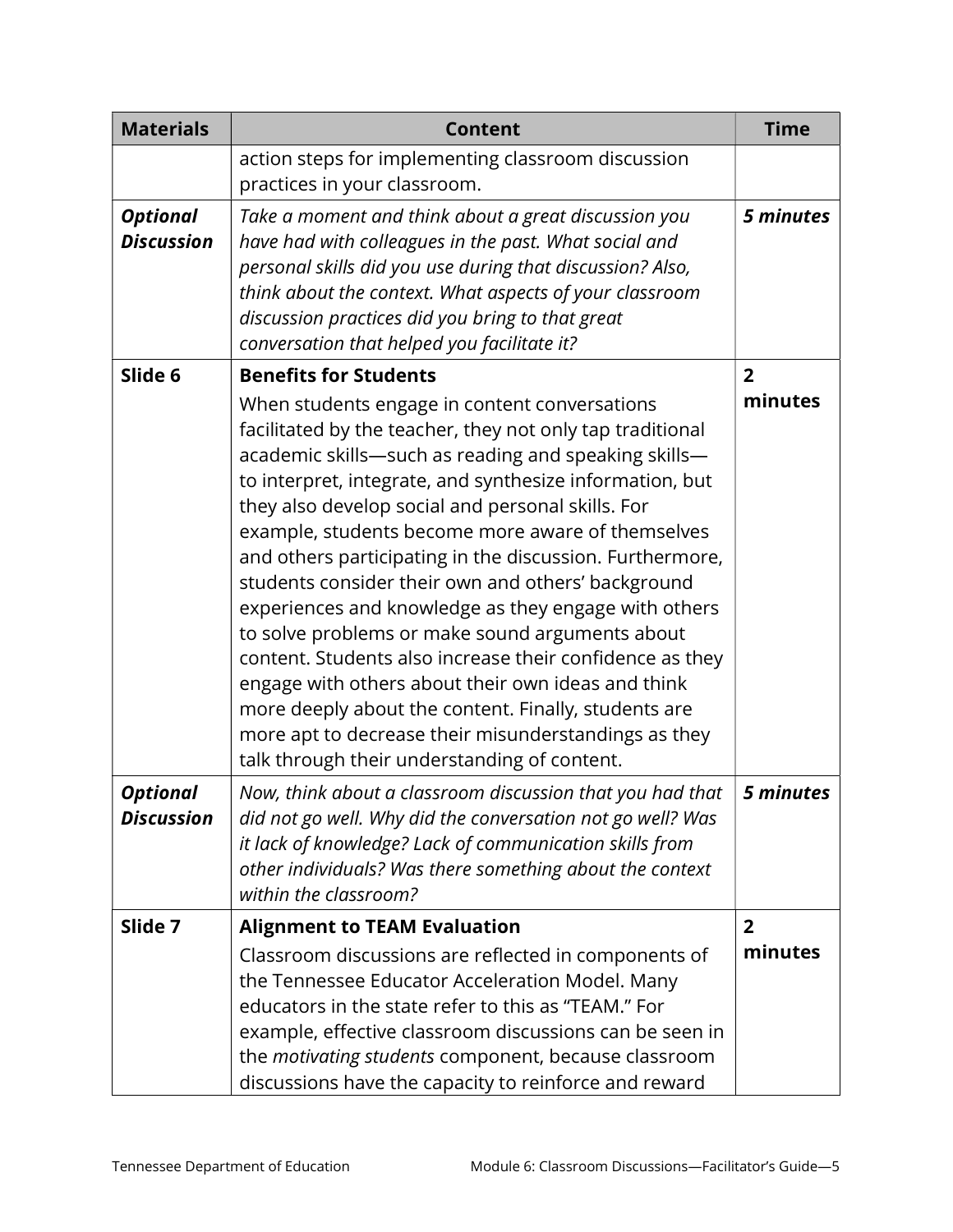| Materials | Content | Time |
|---|---|---|
| | action steps for implementing classroom discussion practices in your classroom. | |
| ***Optional Discussion*** | *Take a moment and think about a great discussion you have had with colleagues in the past. What social and personal skills did you use during that discussion? Also, think about the context. What aspects of your classroom discussion practices did you bring to that great conversation that helped you facilitate it?* | ***5 minutes*** |
| **Slide 6** | **Benefits for Students**<br>When students engage in content conversations facilitated by the teacher, they not only tap traditional academic skills—such as reading and speaking skills—to interpret, integrate, and synthesize information, but they also develop social and personal skills. For example, students become more aware of themselves and others participating in the discussion. Furthermore, students consider their own and others' background experiences and knowledge as they engage with others to solve problems or make sound arguments about content. Students also increase their confidence as they engage with others about their own ideas and think more deeply about the content. Finally, students are more apt to decrease their misunderstandings as they talk through their understanding of content. | **2 minutes** |
| ***Optional Discussion*** | *Now, think about a classroom discussion that you had that did not go well. Why did the conversation not go well? Was it lack of knowledge? Lack of communication skills from other individuals? Was there something about the context within the classroom?* | ***5 minutes*** |
| **Slide 7** | **Alignment to TEAM Evaluation**<br>Classroom discussions are reflected in components of the Tennessee Educator Acceleration Model. Many educators in the state refer to this as "TEAM." For example, effective classroom discussions can be seen in the *motivating students* component, because classroom discussions have the capacity to reinforce and reward | **2 minutes** |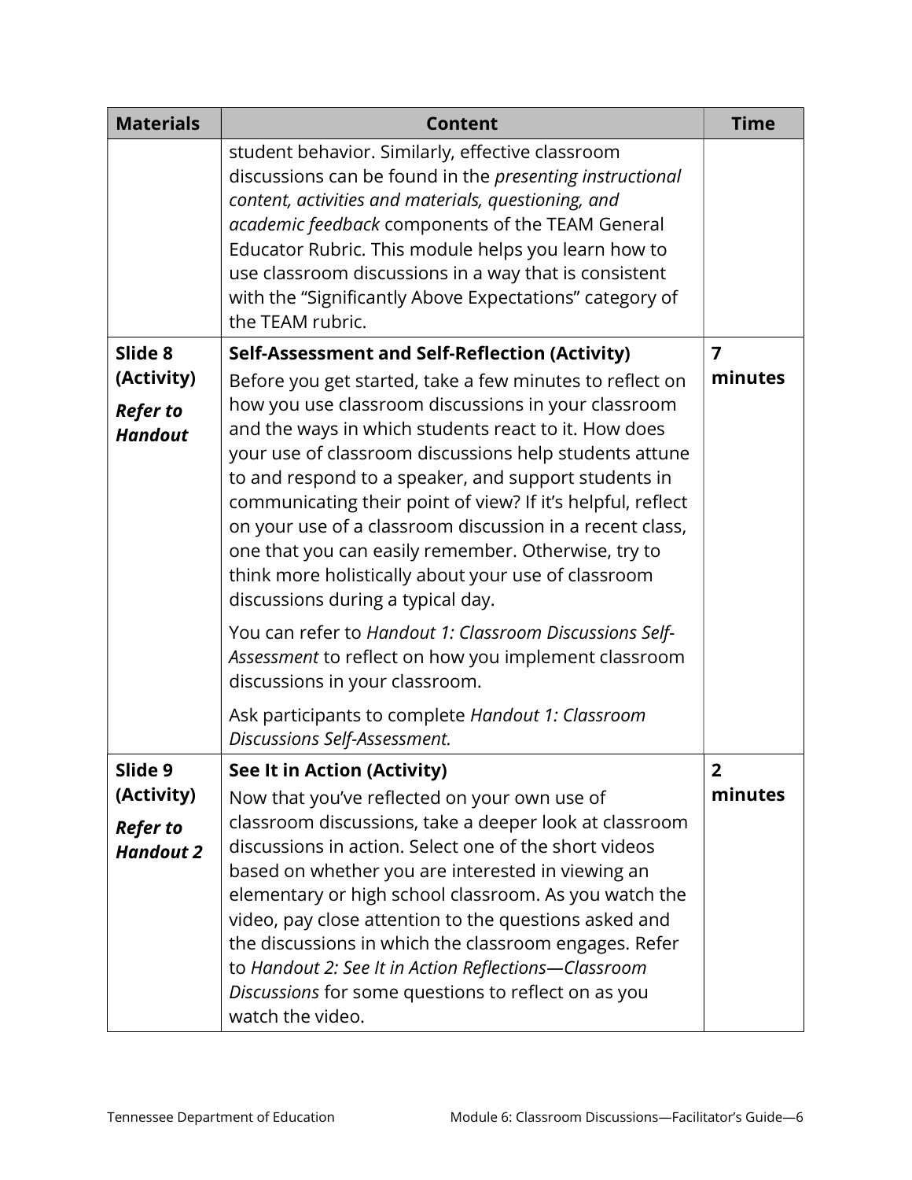| Materials | Content | Time |
|---|---|---|
| | student behavior. Similarly, effective classroom discussions can be found in the *presenting instructional content, activities and materials, questioning, and academic feedback* components of the TEAM General Educator Rubric. This module helps you learn how to use classroom discussions in a way that is consistent with the "Significantly Above Expectations" category of the TEAM rubric. | |
| **Slide 8 (Activity)** ***Refer to Handout*** | **Self-Assessment and Self-Reflection (Activity)** Before you get started, take a few minutes to reflect on how you use classroom discussions in your classroom and the ways in which students react to it. How does your use of classroom discussions help students attune to and respond to a speaker, and support students in communicating their point of view? If it's helpful, reflect on your use of a classroom discussion in a recent class, one that you can easily remember. Otherwise, try to think more holistically about your use of classroom discussions during a typical day. You can refer to *Handout 1: Classroom Discussions Self-Assessment* to reflect on how you implement classroom discussions in your classroom. Ask participants to complete *Handout 1: Classroom Discussions Self-Assessment.* | **7 minutes** |
| **Slide 9 (Activity)** ***Refer to Handout 2*** | **See It in Action (Activity)** Now that you've reflected on your own use of classroom discussions, take a deeper look at classroom discussions in action. Select one of the short videos based on whether you are interested in viewing an elementary or high school classroom. As you watch the video, pay close attention to the questions asked and the discussions in which the classroom engages. Refer to *Handout 2: See It in Action Reflections—Classroom Discussions* for some questions to reflect on as you watch the video. | **2 minutes** |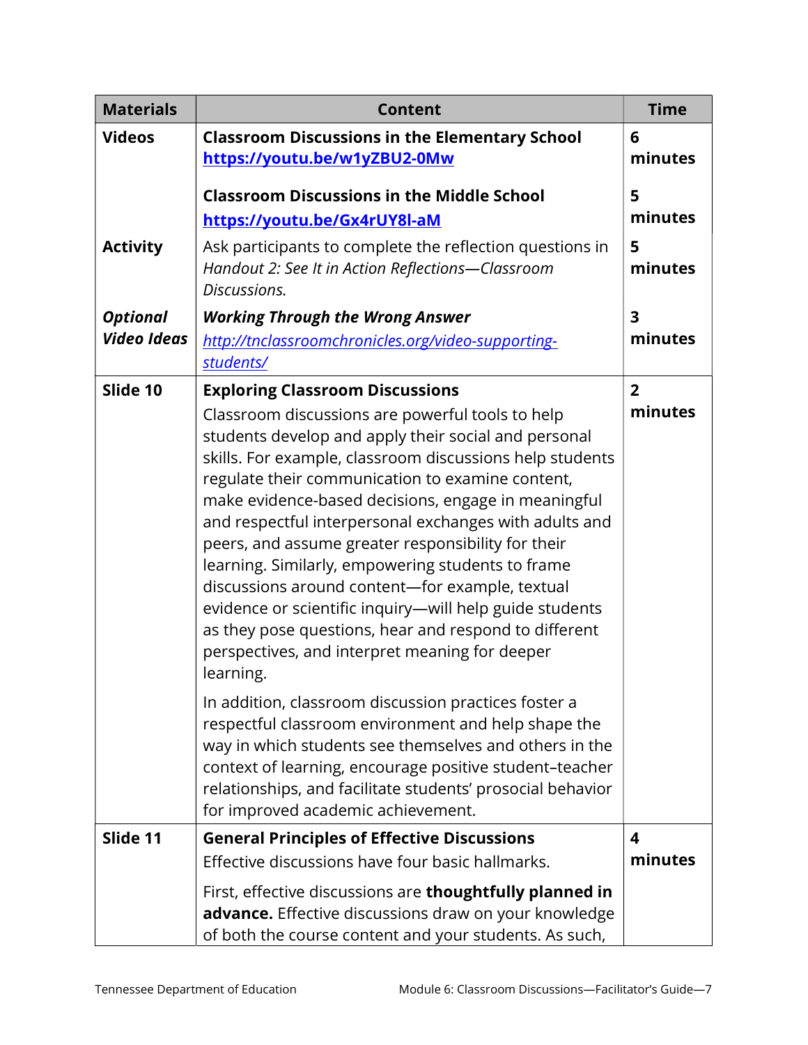| Materials | Content | Time |
|---|---|---|
| **Videos** | **Classroom Discussions in the Elementary School** **https://youtu.be/w1yZBU2-0Mw**<br><br>**Classroom Discussions in the Middle School** **https://youtu.be/Gx4rUY8l-aM** | **6 minutes**<br><br>**5 minutes** |
| **Activity** | Ask participants to complete the reflection questions in *Handout 2: See It in Action Reflections—Classroom Discussions.* | **5 minutes** |
| ***Optional Video Ideas*** | ***Working Through the Wrong Answer*** *http://tnclassroomchronicles.org/video-supporting-students/* | **3 minutes** |
| **Slide 10** | **Exploring Classroom Discussions**<br>Classroom discussions are powerful tools to help students develop and apply their social and personal skills. For example, classroom discussions help students regulate their communication to examine content, make evidence-based decisions, engage in meaningful and respectful interpersonal exchanges with adults and peers, and assume greater responsibility for their learning. Similarly, empowering students to frame discussions around content—for example, textual evidence or scientific inquiry—will help guide students as they pose questions, hear and respond to different perspectives, and interpret meaning for deeper learning.<br><br>In addition, classroom discussion practices foster a respectful classroom environment and help shape the way in which students see themselves and others in the context of learning, encourage positive student–teacher relationships, and facilitate students' prosocial behavior for improved academic achievement. | **2 minutes** |
| **Slide 11** | **General Principles of Effective Discussions**<br>Effective discussions have four basic hallmarks.<br><br>First, effective discussions are **thoughtfully planned in advance.** Effective discussions draw on your knowledge of both the course content and your students. As such, | **4 minutes** |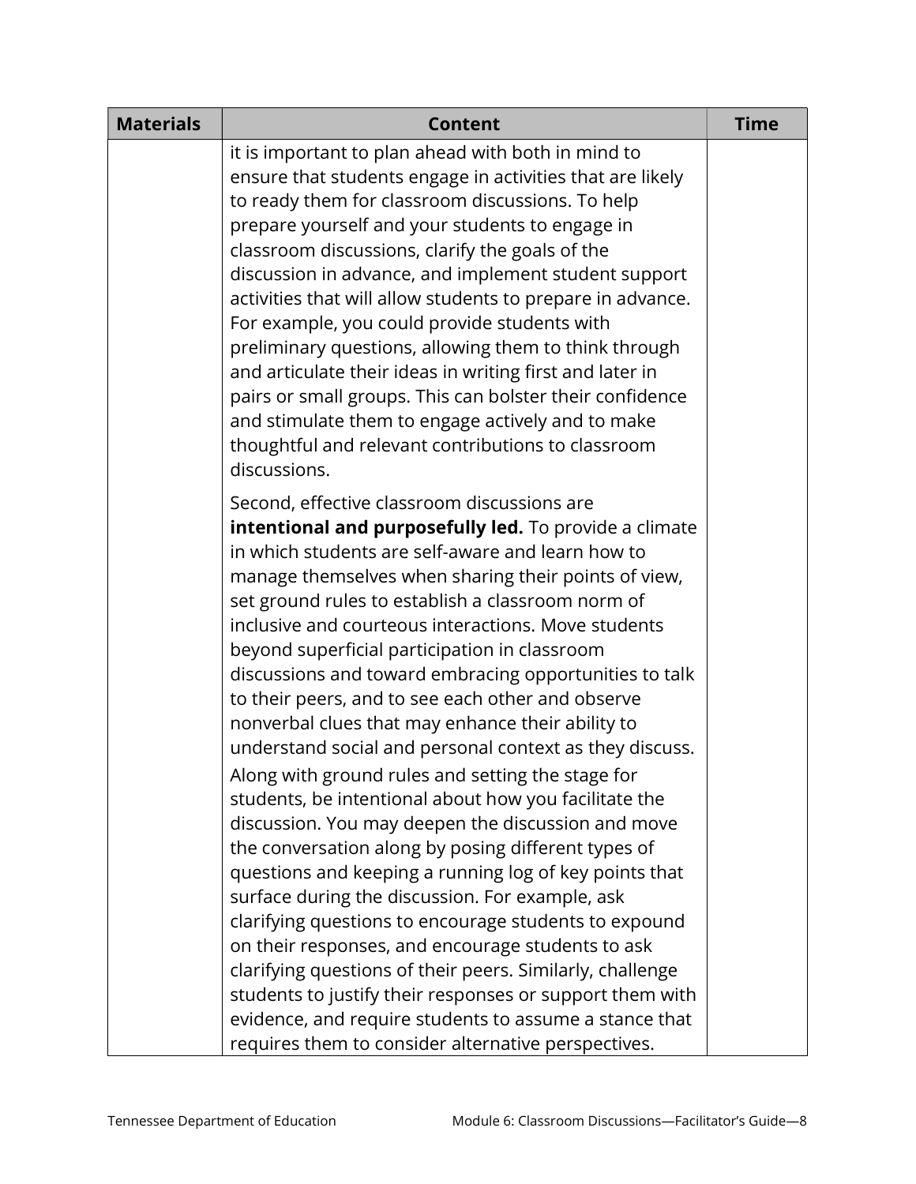| Materials | Content | Time |
|---|---|---|
| | it is important to plan ahead with both in mind to ensure that students engage in activities that are likely to ready them for classroom discussions. To help prepare yourself and your students to engage in classroom discussions, clarify the goals of the discussion in advance, and implement student support activities that will allow students to prepare in advance. For example, you could provide students with preliminary questions, allowing them to think through and articulate their ideas in writing first and later in pairs or small groups. This can bolster their confidence and stimulate them to engage actively and to make thoughtful and relevant contributions to classroom discussions.<br><br>Second, effective classroom discussions are **intentional and purposefully led.** To provide a climate in which students are self-aware and learn how to manage themselves when sharing their points of view, set ground rules to establish a classroom norm of inclusive and courteous interactions. Move students beyond superficial participation in classroom discussions and toward embracing opportunities to talk to their peers, and to see each other and observe nonverbal clues that may enhance their ability to understand social and personal context as they discuss. Along with ground rules and setting the stage for students, be intentional about how you facilitate the discussion. You may deepen the discussion and move the conversation along by posing different types of questions and keeping a running log of key points that surface during the discussion. For example, ask clarifying questions to encourage students to expound on their responses, and encourage students to ask clarifying questions of their peers. Similarly, challenge students to justify their responses or support them with evidence, and require students to assume a stance that requires them to consider alternative perspectives. | |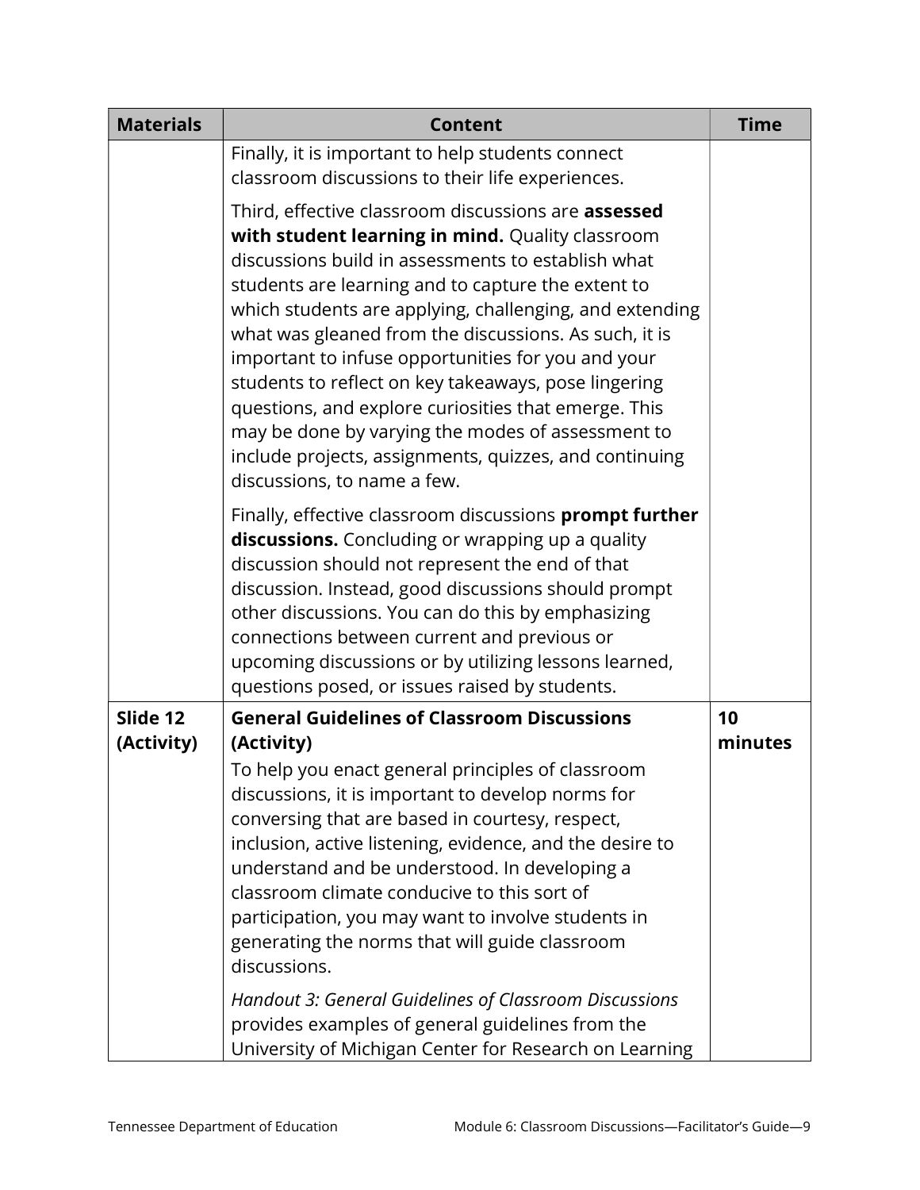| Materials | Content | Time |
|---|---|---|
| | Finally, it is important to help students connect classroom discussions to their life experiences.<br><br>Third, effective classroom discussions are **assessed with student learning in mind.** Quality classroom discussions build in assessments to establish what students are learning and to capture the extent to which students are applying, challenging, and extending what was gleaned from the discussions. As such, it is important to infuse opportunities for you and your students to reflect on key takeaways, pose lingering questions, and explore curiosities that emerge. This may be done by varying the modes of assessment to include projects, assignments, quizzes, and continuing discussions, to name a few.<br><br>Finally, effective classroom discussions **prompt further discussions.** Concluding or wrapping up a quality discussion should not represent the end of that discussion. Instead, good discussions should prompt other discussions. You can do this by emphasizing connections between current and previous or upcoming discussions or by utilizing lessons learned, questions posed, or issues raised by students. | |
| **Slide 12 (Activity)** | **General Guidelines of Classroom Discussions (Activity)**<br>To help you enact general principles of classroom discussions, it is important to develop norms for conversing that are based in courtesy, respect, inclusion, active listening, evidence, and the desire to understand and be understood. In developing a classroom climate conducive to this sort of participation, you may want to involve students in generating the norms that will guide classroom discussions.<br><br>*Handout 3: General Guidelines of Classroom Discussions* provides examples of general guidelines from the University of Michigan Center for Research on Learning | **10 minutes** |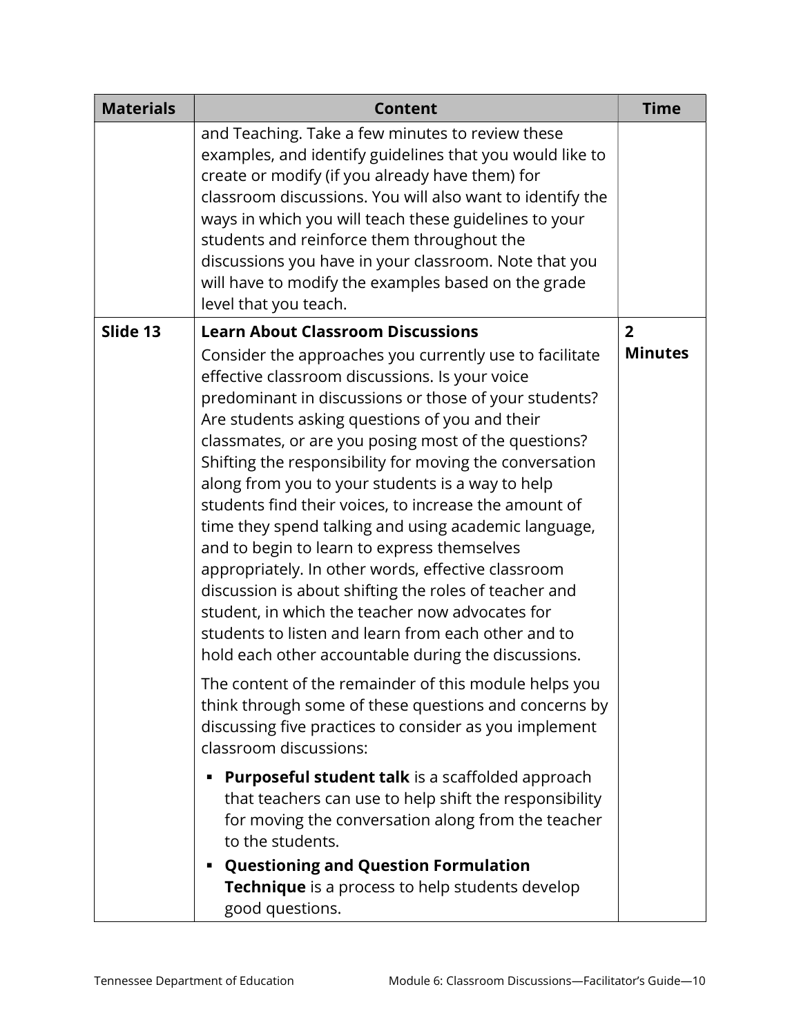| Materials | Content | Time |
|---|---|---|
| | and Teaching. Take a few minutes to review these examples, and identify guidelines that you would like to create or modify (if you already have them) for classroom discussions. You will also want to identify the ways in which you will teach these guidelines to your students and reinforce them throughout the discussions you have in your classroom. Note that you will have to modify the examples based on the grade level that you teach. | |
| **Slide 13** | **Learn About Classroom Discussions**<br><br>Consider the approaches you currently use to facilitate effective classroom discussions. Is your voice predominant in discussions or those of your students? Are students asking questions of you and their classmates, or are you posing most of the questions? Shifting the responsibility for moving the conversation along from you to your students is a way to help students find their voices, to increase the amount of time they spend talking and using academic language, and to begin to learn to express themselves appropriately. In other words, effective classroom discussion is about shifting the roles of teacher and student, in which the teacher now advocates for students to listen and learn from each other and to hold each other accountable during the discussions.<br><br>The content of the remainder of this module helps you think through some of these questions and concerns by discussing five practices to consider as you implement classroom discussions:<br><br>▪ **Purposeful student talk** is a scaffolded approach that teachers can use to help shift the responsibility for moving the conversation along from the teacher to the students.<br>▪ **Questioning and Question Formulation Technique** is a process to help students develop good questions. | **2 Minutes** |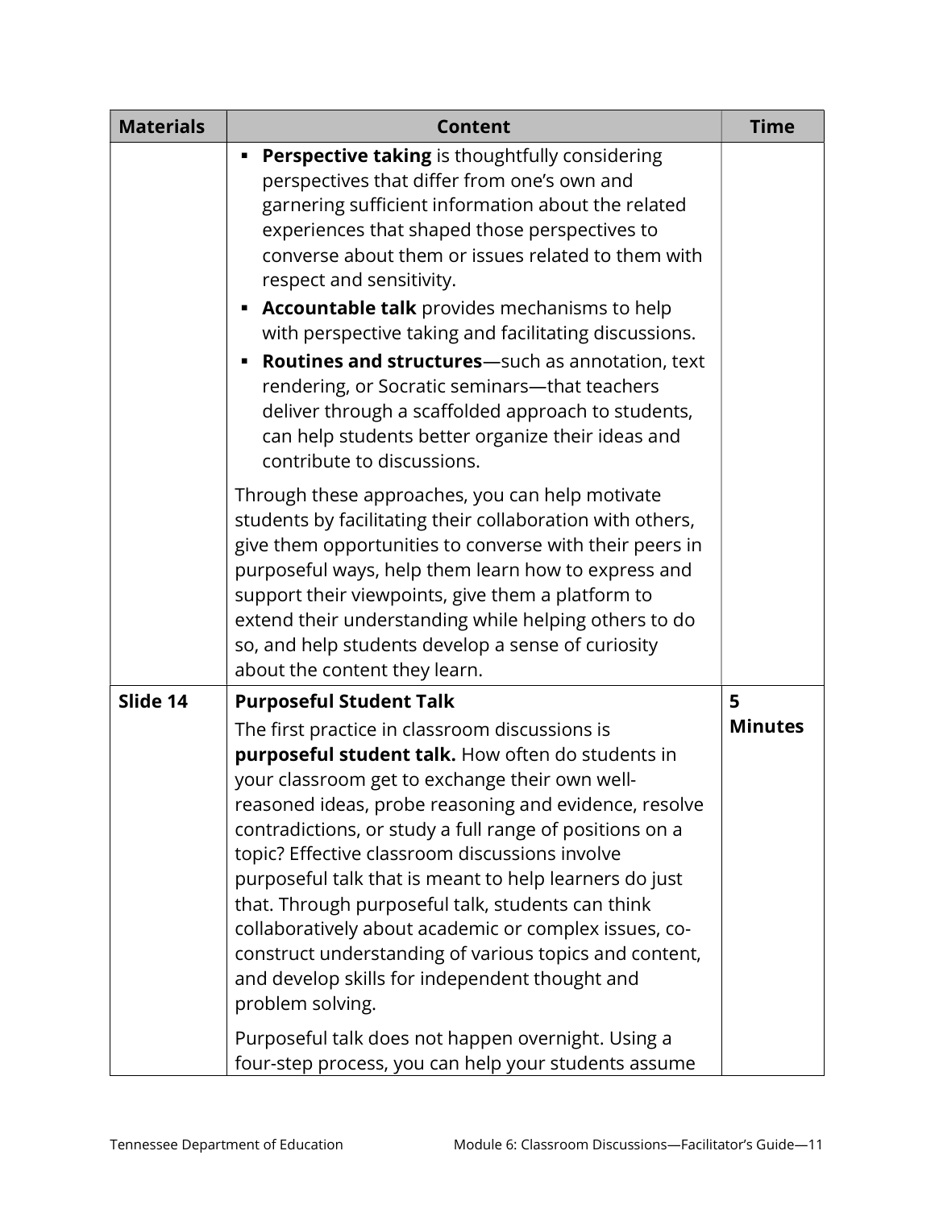| Materials | Content | Time |
|---|---|---|
| | ▪ **Perspective taking** is thoughtfully considering perspectives that differ from one's own and garnering sufficient information about the related experiences that shaped those perspectives to converse about them or issues related to them with respect and sensitivity.<br>▪ **Accountable talk** provides mechanisms to help with perspective taking and facilitating discussions.<br>▪ **Routines and structures**—such as annotation, text rendering, or Socratic seminars—that teachers deliver through a scaffolded approach to students, can help students better organize their ideas and contribute to discussions.<br><br>Through these approaches, you can help motivate students by facilitating their collaboration with others, give them opportunities to converse with their peers in purposeful ways, help them learn how to express and support their viewpoints, give them a platform to extend their understanding while helping others to do so, and help students develop a sense of curiosity about the content they learn. | |
| **Slide 14** | **Purposeful Student Talk**<br>The first practice in classroom discussions is **purposeful student talk.** How often do students in your classroom get to exchange their own well-reasoned ideas, probe reasoning and evidence, resolve contradictions, or study a full range of positions on a topic? Effective classroom discussions involve purposeful talk that is meant to help learners do just that. Through purposeful talk, students can think collaboratively about academic or complex issues, co-construct understanding of various topics and content, and develop skills for independent thought and problem solving.<br><br>Purposeful talk does not happen overnight. Using a four-step process, you can help your students assume | **5 Minutes** |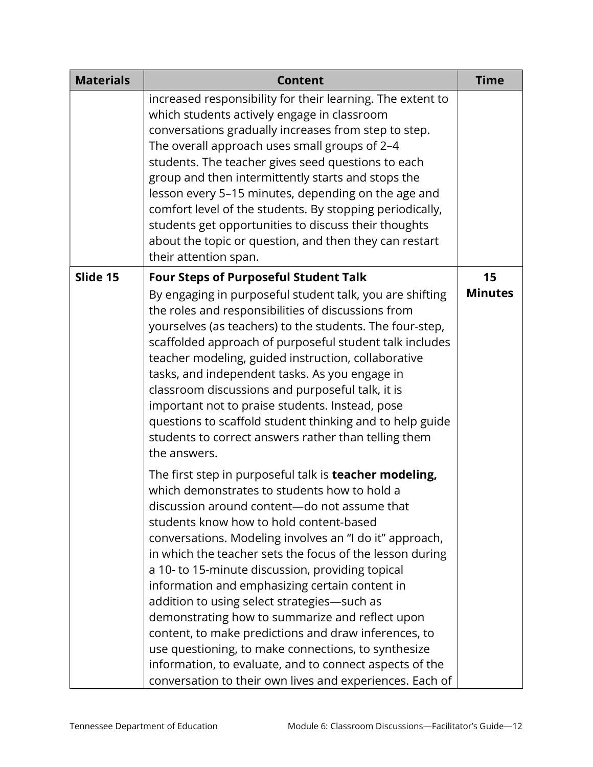| Materials | Content | Time |
| --- | --- | --- |
| | increased responsibility for their learning. The extent to which students actively engage in classroom conversations gradually increases from step to step. The overall approach uses small groups of 2–4 students. The teacher gives seed questions to each group and then intermittently starts and stops the lesson every 5–15 minutes, depending on the age and comfort level of the students. By stopping periodically, students get opportunities to discuss their thoughts about the topic or question, and then they can restart their attention span. | |
| **Slide 15** | **Four Steps of Purposeful Student Talk**<br>By engaging in purposeful student talk, you are shifting the roles and responsibilities of discussions from yourselves (as teachers) to the students. The four-step, scaffolded approach of purposeful student talk includes teacher modeling, guided instruction, collaborative tasks, and independent tasks. As you engage in classroom discussions and purposeful talk, it is important not to praise students. Instead, pose questions to scaffold student thinking and to help guide students to correct answers rather than telling them the answers.<br><br>The first step in purposeful talk is **teacher modeling,** which demonstrates to students how to hold a discussion around content—do not assume that students know how to hold content-based conversations. Modeling involves an "I do it" approach, in which the teacher sets the focus of the lesson during a 10- to 15-minute discussion, providing topical information and emphasizing certain content in addition to using select strategies—such as demonstrating how to summarize and reflect upon content, to make predictions and draw inferences, to use questioning, to make connections, to synthesize information, to evaluate, and to connect aspects of the conversation to their own lives and experiences. Each of | **15 Minutes** |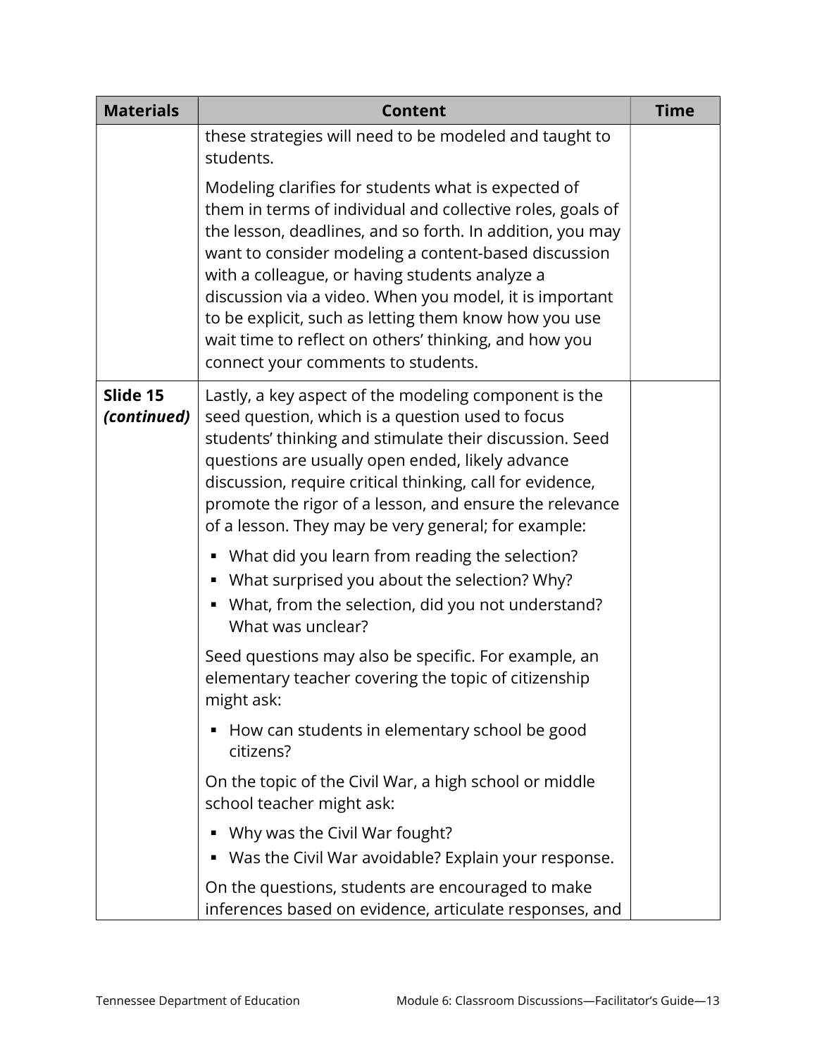| Materials | Content | Time |
| --- | --- | --- |
| | these strategies will need to be modeled and taught to students.<br><br>Modeling clarifies for students what is expected of them in terms of individual and collective roles, goals of the lesson, deadlines, and so forth. In addition, you may want to consider modeling a content-based discussion with a colleague, or having students analyze a discussion via a video. When you model, it is important to be explicit, such as letting them know how you use wait time to reflect on others' thinking, and how you connect your comments to students. | |
| **Slide 15** ***(continued)*** | Lastly, a key aspect of the modeling component is the seed question, which is a question used to focus students' thinking and stimulate their discussion. Seed questions are usually open ended, likely advance discussion, require critical thinking, call for evidence, promote the rigor of a lesson, and ensure the relevance of a lesson. They may be very general; for example:<br><br>▪ What did you learn from reading the selection?<br>▪ What surprised you about the selection? Why?<br>▪ What, from the selection, did you not understand? What was unclear?<br><br>Seed questions may also be specific. For example, an elementary teacher covering the topic of citizenship might ask:<br><br>▪ How can students in elementary school be good citizens?<br><br>On the topic of the Civil War, a high school or middle school teacher might ask:<br><br>▪ Why was the Civil War fought?<br>▪ Was the Civil War avoidable? Explain your response.<br><br>On the questions, students are encouraged to make inferences based on evidence, articulate responses, and | |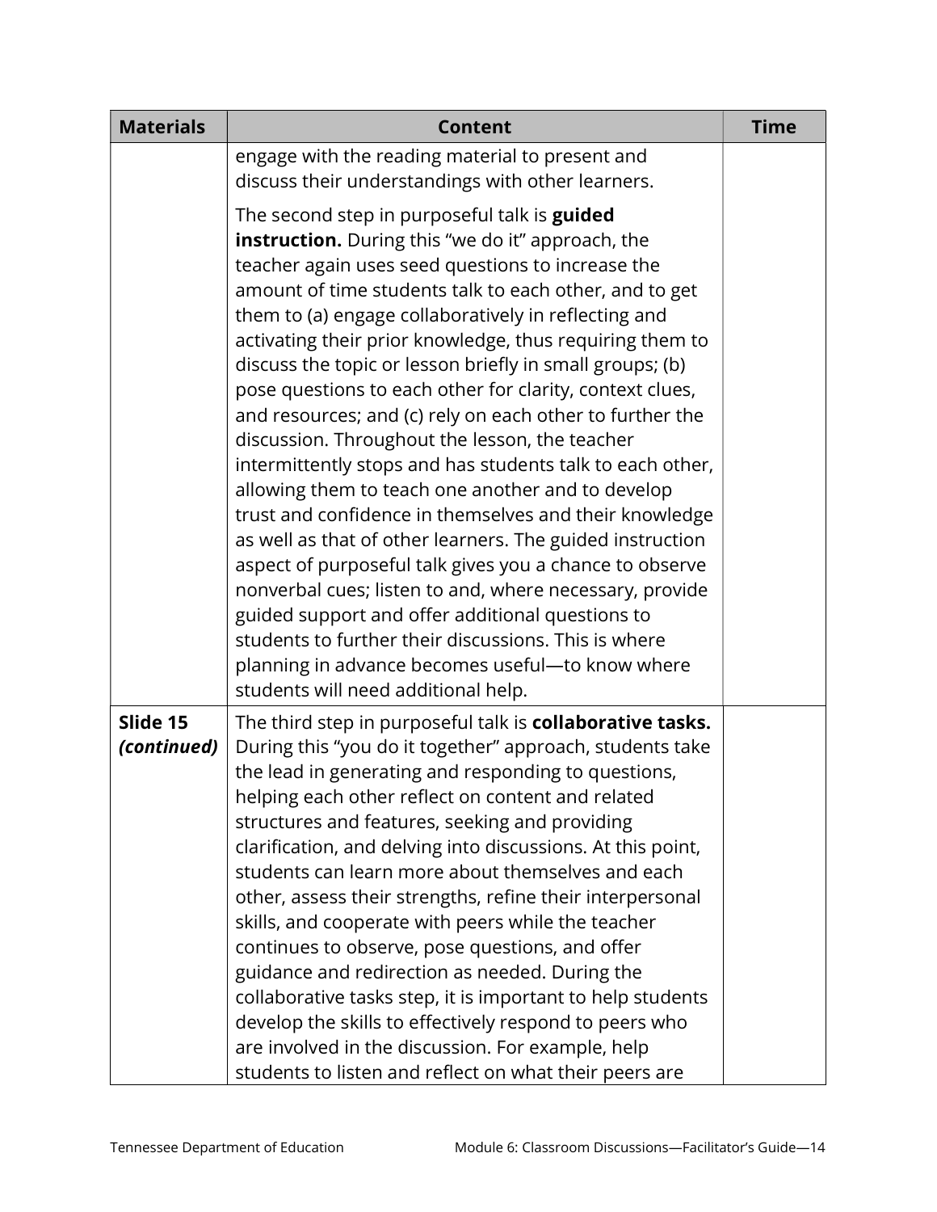| Materials | Content | Time |
|---|---|---|
| | engage with the reading material to present and discuss their understandings with other learners.<br><br>The second step in purposeful talk is **guided instruction.** During this “we do it” approach, the teacher again uses seed questions to increase the amount of time students talk to each other, and to get them to (a) engage collaboratively in reflecting and activating their prior knowledge, thus requiring them to discuss the topic or lesson briefly in small groups; (b) pose questions to each other for clarity, context clues, and resources; and (c) rely on each other to further the discussion. Throughout the lesson, the teacher intermittently stops and has students talk to each other, allowing them to teach one another and to develop trust and confidence in themselves and their knowledge as well as that of other learners. The guided instruction aspect of purposeful talk gives you a chance to observe nonverbal cues; listen to and, where necessary, provide guided support and offer additional questions to students to further their discussions. This is where planning in advance becomes useful—to know where students will need additional help. | |
| **Slide 15 *(continued)*** | The third step in purposeful talk is **collaborative tasks.** During this “you do it together” approach, students take the lead in generating and responding to questions, helping each other reflect on content and related structures and features, seeking and providing clarification, and delving into discussions. At this point, students can learn more about themselves and each other, assess their strengths, refine their interpersonal skills, and cooperate with peers while the teacher continues to observe, pose questions, and offer guidance and redirection as needed. During the collaborative tasks step, it is important to help students develop the skills to effectively respond to peers who are involved in the discussion. For example, help students to listen and reflect on what their peers are | |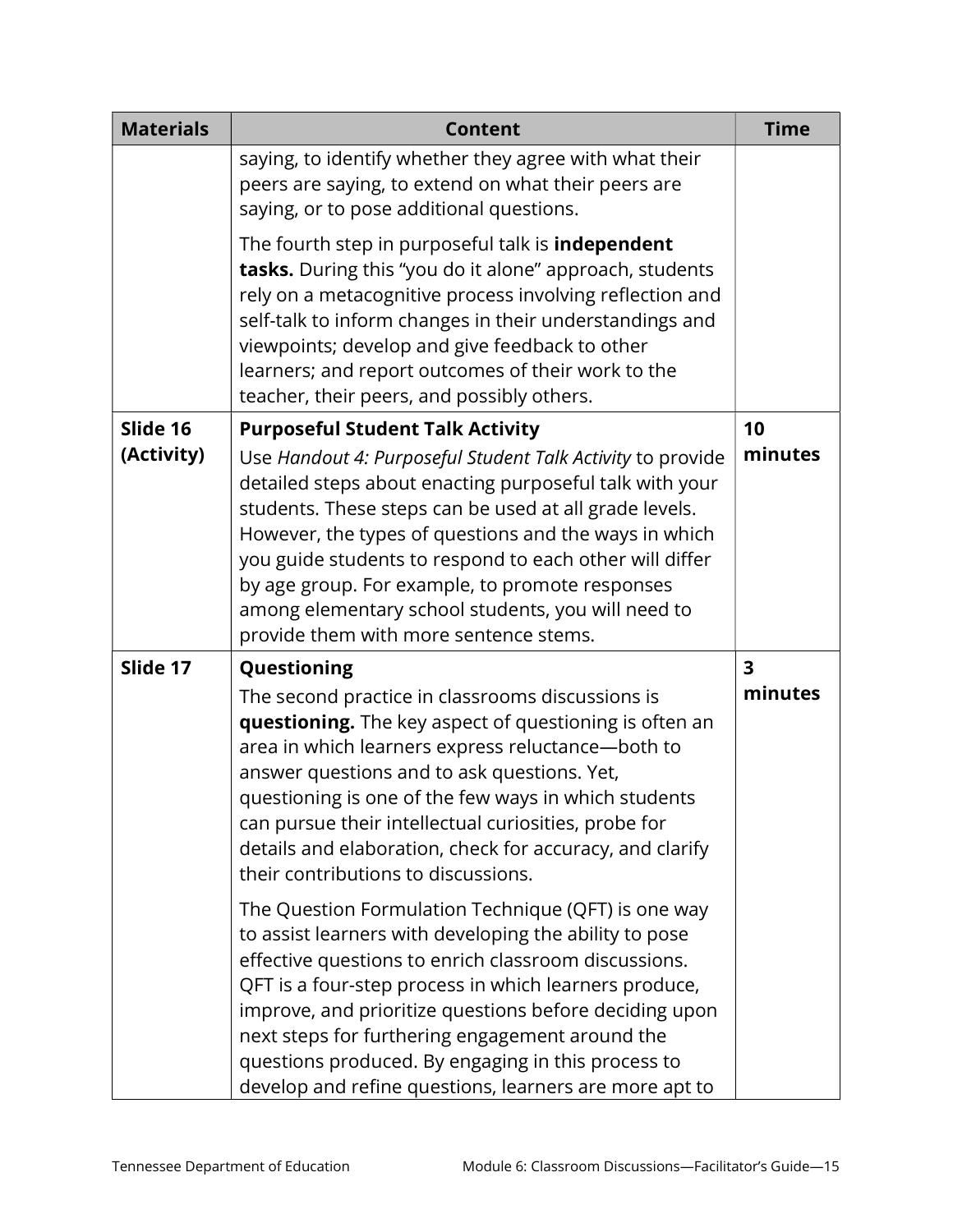| Materials | Content | Time |
|---|---|---|
| | saying, to identify whether they agree with what their peers are saying, to extend on what their peers are saying, or to pose additional questions.<br><br>The fourth step in purposeful talk is **independent tasks.** During this "you do it alone" approach, students rely on a metacognitive process involving reflection and self-talk to inform changes in their understandings and viewpoints; develop and give feedback to other learners; and report outcomes of their work to the teacher, their peers, and possibly others. | |
| **Slide 16 (Activity)** | **Purposeful Student Talk Activity**<br>Use *Handout 4: Purposeful Student Talk Activity* to provide detailed steps about enacting purposeful talk with your students. These steps can be used at all grade levels. However, the types of questions and the ways in which you guide students to respond to each other will differ by age group. For example, to promote responses among elementary school students, you will need to provide them with more sentence stems. | **10 minutes** |
| **Slide 17** | **Questioning**<br>The second practice in classrooms discussions is **questioning.** The key aspect of questioning is often an area in which learners express reluctance—both to answer questions and to ask questions. Yet, questioning is one of the few ways in which students can pursue their intellectual curiosities, probe for details and elaboration, check for accuracy, and clarify their contributions to discussions.<br><br>The Question Formulation Technique (QFT) is one way to assist learners with developing the ability to pose effective questions to enrich classroom discussions. QFT is a four-step process in which learners produce, improve, and prioritize questions before deciding upon next steps for furthering engagement around the questions produced. By engaging in this process to develop and refine questions, learners are more apt to | **3 minutes** |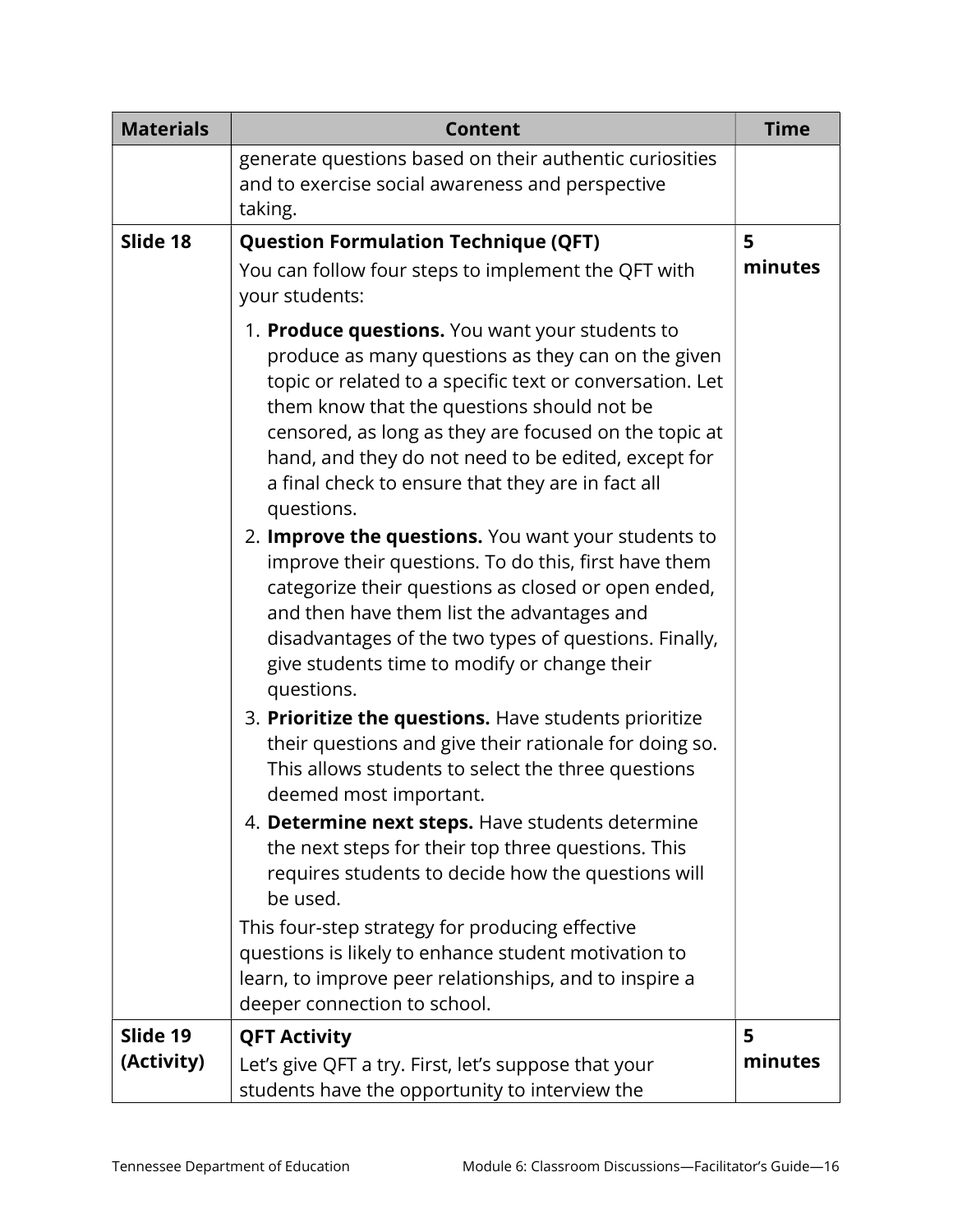| Materials | Content | Time |
|---|---|---|
| | generate questions based on their authentic curiosities and to exercise social awareness and perspective taking. | |
| Slide 18 | **Question Formulation Technique (QFT)**<br>You can follow four steps to implement the QFT with your students:<br>1. **Produce questions.** You want your students to produce as many questions as they can on the given topic or related to a specific text or conversation. Let them know that the questions should not be censored, as long as they are focused on the topic at hand, and they do not need to be edited, except for a final check to ensure that they are in fact all questions.<br>2. **Improve the questions.** You want your students to improve their questions. To do this, first have them categorize their questions as closed or open ended, and then have them list the advantages and disadvantages of the two types of questions. Finally, give students time to modify or change their questions.<br>3. **Prioritize the questions.** Have students prioritize their questions and give their rationale for doing so. This allows students to select the three questions deemed most important.<br>4. **Determine next steps.** Have students determine the next steps for their top three questions. This requires students to decide how the questions will be used.<br>This four-step strategy for producing effective questions is likely to enhance student motivation to learn, to improve peer relationships, and to inspire a deeper connection to school. | 5 minutes |
| Slide 19 (Activity) | **QFT Activity**<br>Let's give QFT a try. First, let's suppose that your students have the opportunity to interview the | 5 minutes |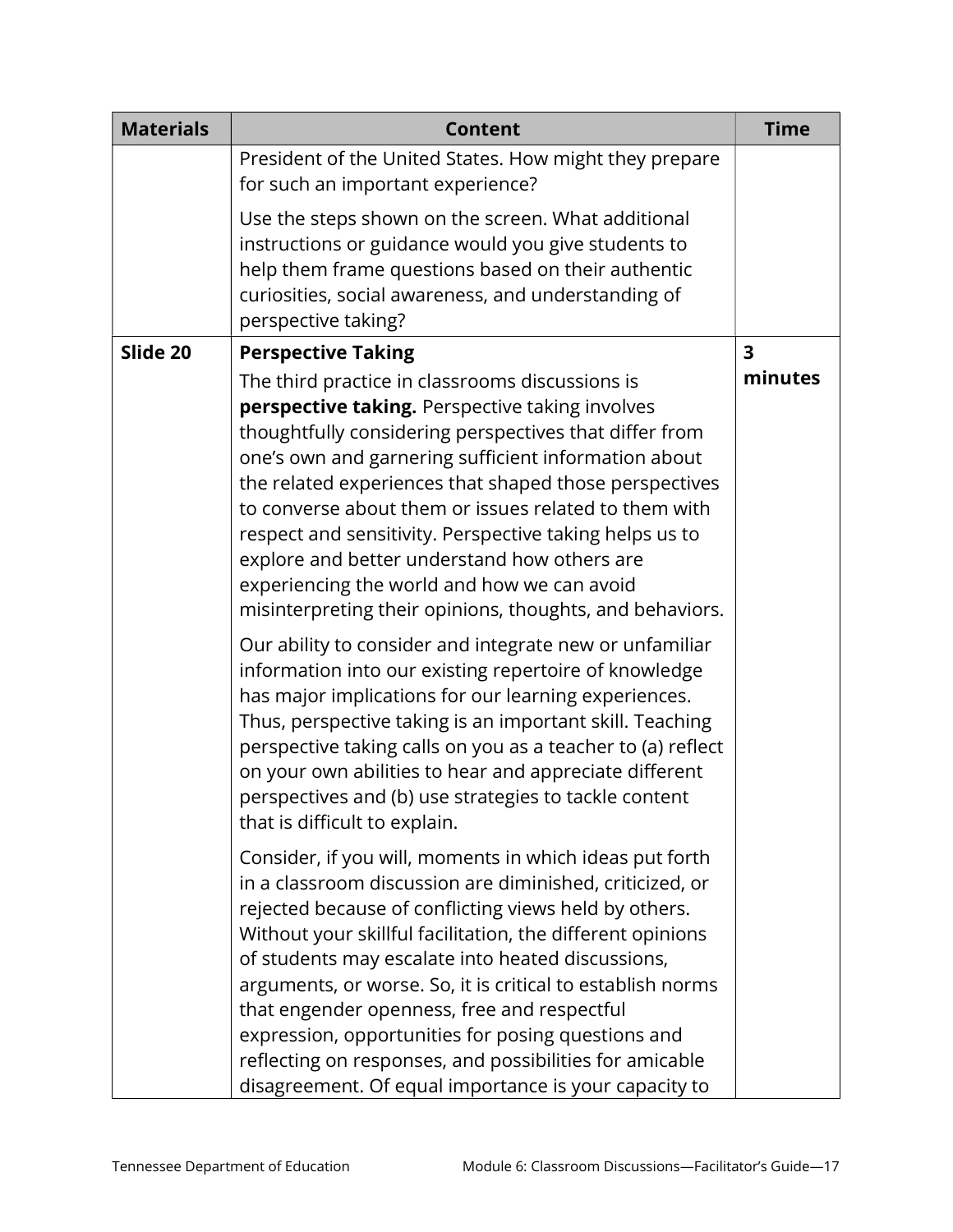| Materials | Content | Time |
|---|---|---|
| | President of the United States. How might they prepare for such an important experience?<br><br>Use the steps shown on the screen. What additional instructions or guidance would you give students to help them frame questions based on their authentic curiosities, social awareness, and understanding of perspective taking? | |
| **Slide 20** | **Perspective Taking**<br>The third practice in classrooms discussions is **perspective taking.** Perspective taking involves thoughtfully considering perspectives that differ from one's own and garnering sufficient information about the related experiences that shaped those perspectives to converse about them or issues related to them with respect and sensitivity. Perspective taking helps us to explore and better understand how others are experiencing the world and how we can avoid misinterpreting their opinions, thoughts, and behaviors.<br><br>Our ability to consider and integrate new or unfamiliar information into our existing repertoire of knowledge has major implications for our learning experiences. Thus, perspective taking is an important skill. Teaching perspective taking calls on you as a teacher to (a) reflect on your own abilities to hear and appreciate different perspectives and (b) use strategies to tackle content that is difficult to explain.<br><br>Consider, if you will, moments in which ideas put forth in a classroom discussion are diminished, criticized, or rejected because of conflicting views held by others. Without your skillful facilitation, the different opinions of students may escalate into heated discussions, arguments, or worse. So, it is critical to establish norms that engender openness, free and respectful expression, opportunities for posing questions and reflecting on responses, and possibilities for amicable disagreement. Of equal importance is your capacity to | **3 minutes** |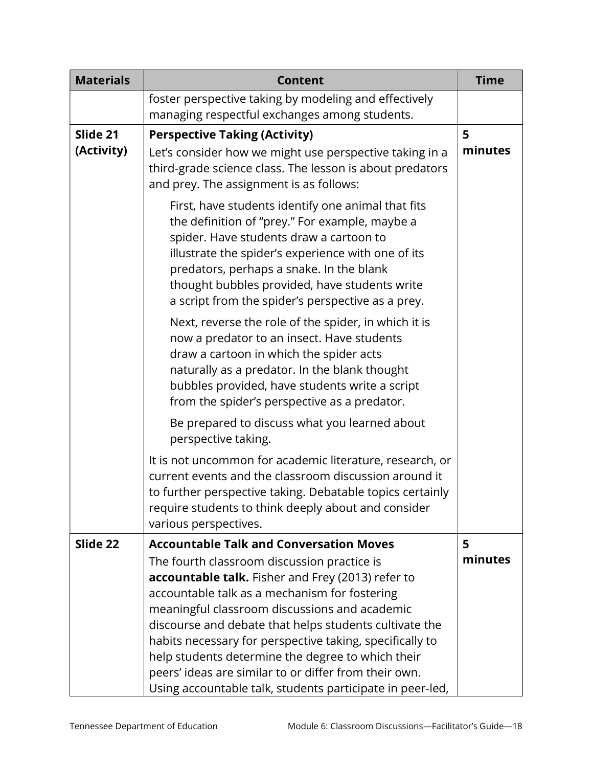| Materials | Content | Time |
|---|---|---|
| | foster perspective taking by modeling and effectively managing respectful exchanges among students. | |
| **Slide 21 (Activity)** | **Perspective Taking (Activity)**<br>Let's consider how we might use perspective taking in a third-grade science class. The lesson is about predators and prey. The assignment is as follows:<br><br>First, have students identify one animal that fits the definition of "prey." For example, maybe a spider. Have students draw a cartoon to illustrate the spider's experience with one of its predators, perhaps a snake. In the blank thought bubbles provided, have students write a script from the spider's perspective as a prey.<br><br>Next, reverse the role of the spider, in which it is now a predator to an insect. Have students draw a cartoon in which the spider acts naturally as a predator. In the blank thought bubbles provided, have students write a script from the spider's perspective as a predator.<br><br>Be prepared to discuss what you learned about perspective taking.<br><br>It is not uncommon for academic literature, research, or current events and the classroom discussion around it to further perspective taking. Debatable topics certainly require students to think deeply about and consider various perspectives. | **5 minutes** |
| **Slide 22** | **Accountable Talk and Conversation Moves**<br>The fourth classroom discussion practice is **accountable talk.** Fisher and Frey (2013) refer to accountable talk as a mechanism for fostering meaningful classroom discussions and academic discourse and debate that helps students cultivate the habits necessary for perspective taking, specifically to help students determine the degree to which their peers' ideas are similar to or differ from their own. Using accountable talk, students participate in peer-led, | **5 minutes** |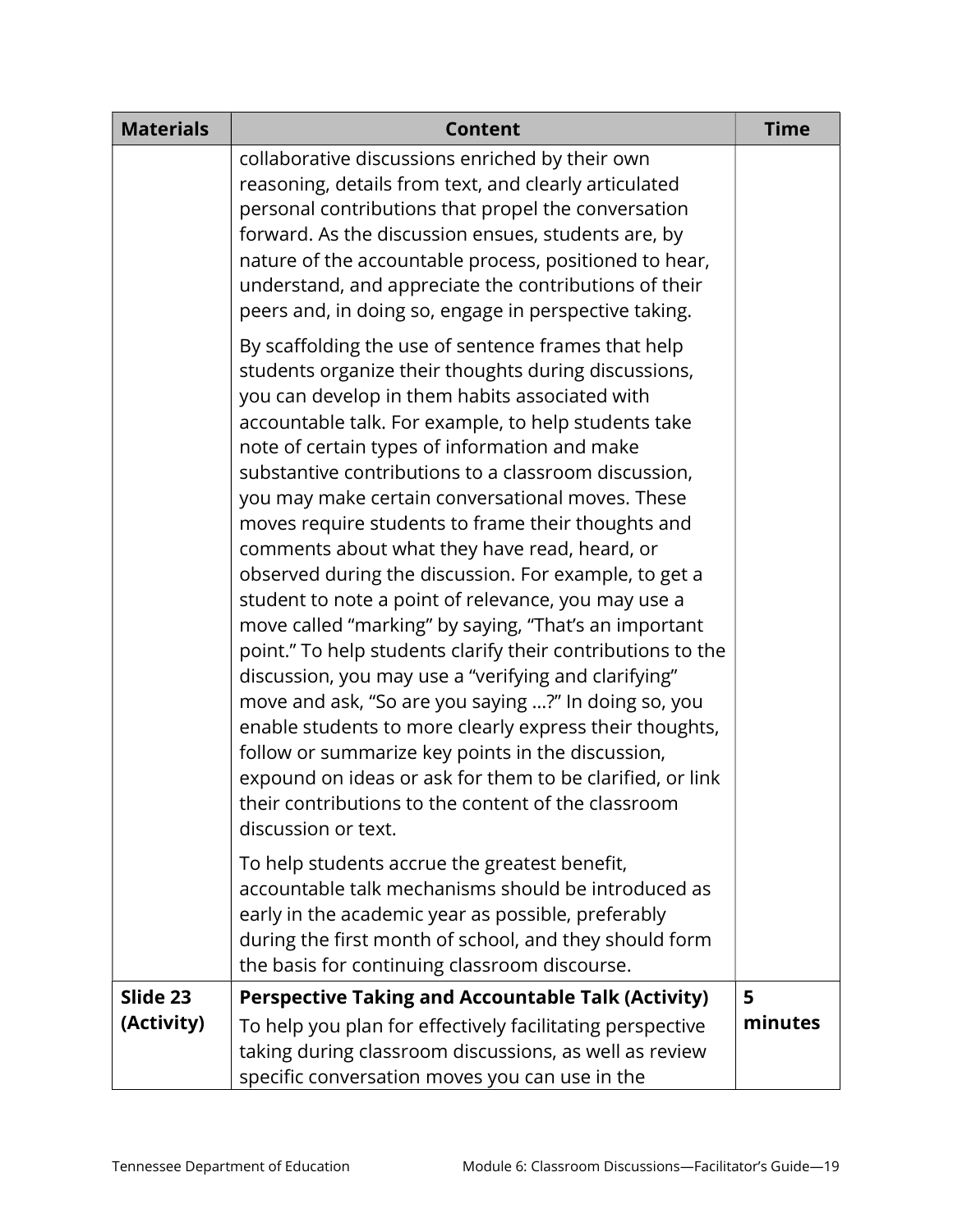| Materials | Content | Time |
|---|---|---|
| | collaborative discussions enriched by their own reasoning, details from text, and clearly articulated personal contributions that propel the conversation forward. As the discussion ensues, students are, by nature of the accountable process, positioned to hear, understand, and appreciate the contributions of their peers and, in doing so, engage in perspective taking.<br><br>By scaffolding the use of sentence frames that help students organize their thoughts during discussions, you can develop in them habits associated with accountable talk. For example, to help students take note of certain types of information and make substantive contributions to a classroom discussion, you may make certain conversational moves. These moves require students to frame their thoughts and comments about what they have read, heard, or observed during the discussion. For example, to get a student to note a point of relevance, you may use a move called "marking" by saying, "That's an important point." To help students clarify their contributions to the discussion, you may use a "verifying and clarifying" move and ask, "So are you saying …?" In doing so, you enable students to more clearly express their thoughts, follow or summarize key points in the discussion, expound on ideas or ask for them to be clarified, or link their contributions to the content of the classroom discussion or text.<br><br>To help students accrue the greatest benefit, accountable talk mechanisms should be introduced as early in the academic year as possible, preferably during the first month of school, and they should form the basis for continuing classroom discourse. | |
| **Slide 23 (Activity)** | **Perspective Taking and Accountable Talk (Activity)**<br>To help you plan for effectively facilitating perspective taking during classroom discussions, as well as review specific conversation moves you can use in the | **5 minutes** |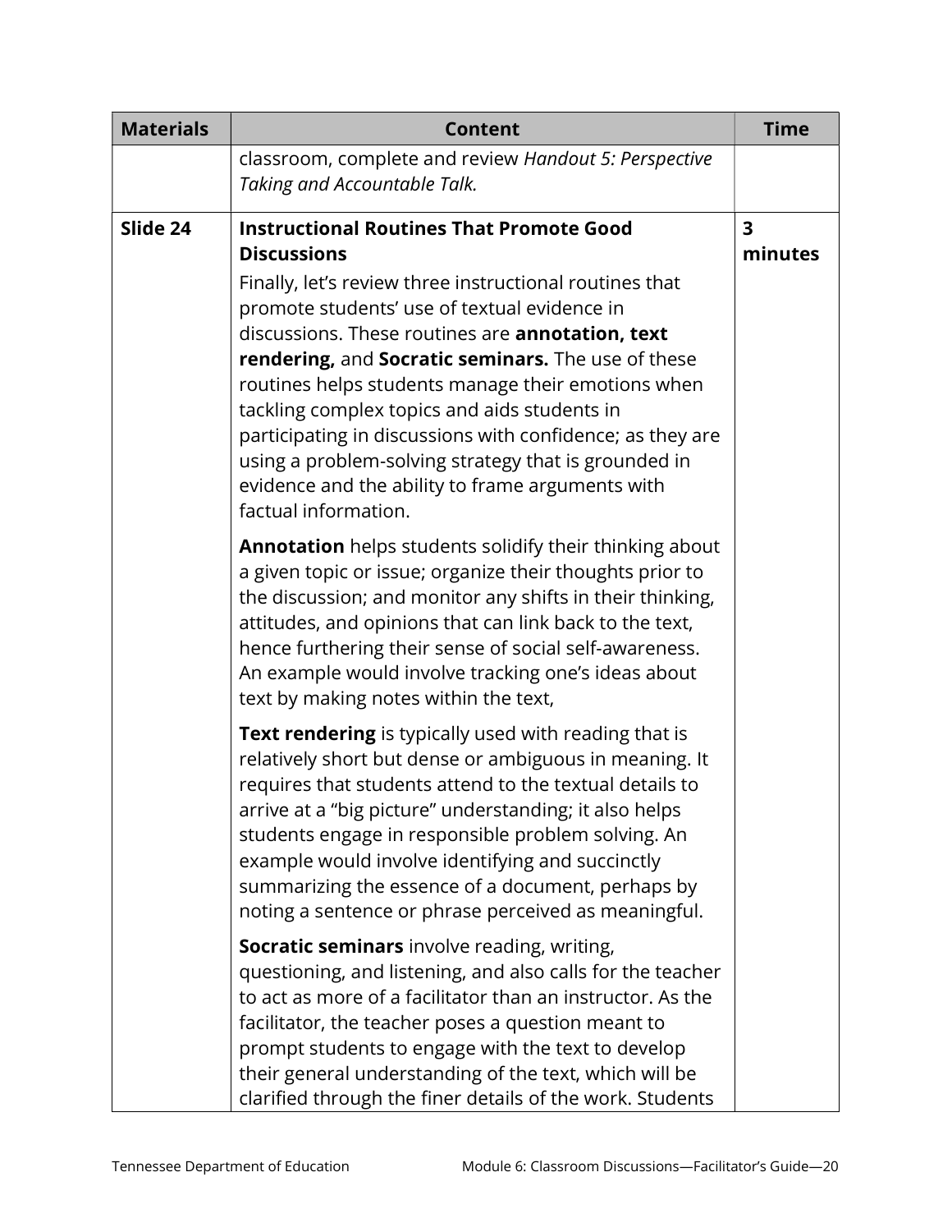| Materials | Content | Time |
|---|---|---|
| | classroom, complete and review *Handout 5: Perspective Taking and Accountable Talk.* | |
| **Slide 24** | **Instructional Routines That Promote Good Discussions**<br><br>Finally, let's review three instructional routines that promote students' use of textual evidence in discussions. These routines are **annotation, text rendering,** and **Socratic seminars.** The use of these routines helps students manage their emotions when tackling complex topics and aids students in participating in discussions with confidence; as they are using a problem-solving strategy that is grounded in evidence and the ability to frame arguments with factual information.<br><br>**Annotation** helps students solidify their thinking about a given topic or issue; organize their thoughts prior to the discussion; and monitor any shifts in their thinking, attitudes, and opinions that can link back to the text, hence furthering their sense of social self-awareness. An example would involve tracking one's ideas about text by making notes within the text,<br><br>**Text rendering** is typically used with reading that is relatively short but dense or ambiguous in meaning. It requires that students attend to the textual details to arrive at a "big picture" understanding; it also helps students engage in responsible problem solving. An example would involve identifying and succinctly summarizing the essence of a document, perhaps by noting a sentence or phrase perceived as meaningful.<br><br>**Socratic seminars** involve reading, writing, questioning, and listening, and also calls for the teacher to act as more of a facilitator than an instructor. As the facilitator, the teacher poses a question meant to prompt students to engage with the text to develop their general understanding of the text, which will be clarified through the finer details of the work. Students | **3 minutes** |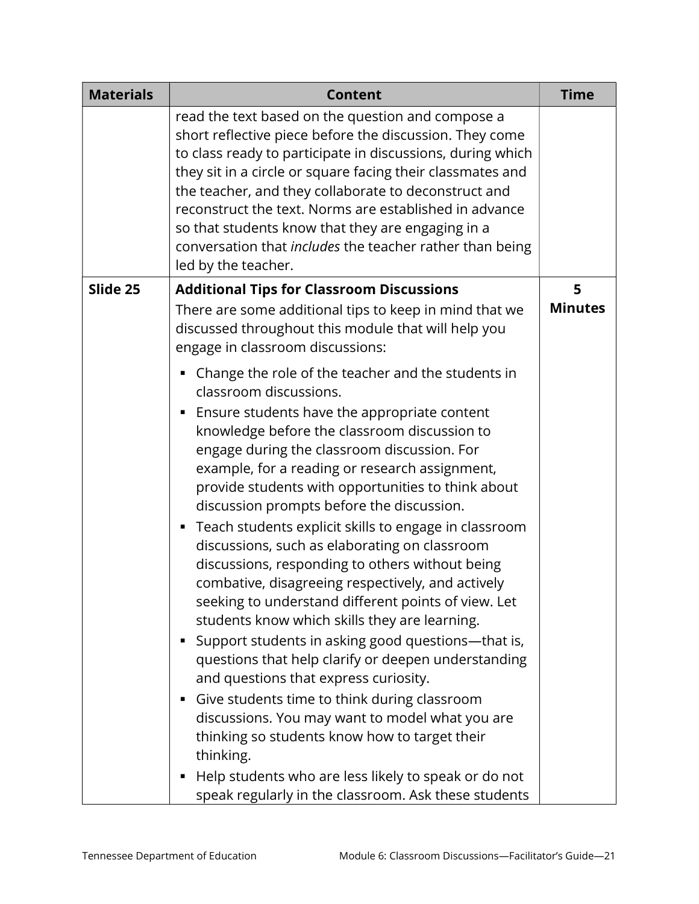| Materials | Content | Time |
|---|---|---|
| | read the text based on the question and compose a short reflective piece before the discussion. They come to class ready to participate in discussions, during which they sit in a circle or square facing their classmates and the teacher, and they collaborate to deconstruct and reconstruct the text. Norms are established in advance so that students know that they are engaging in a conversation that *includes* the teacher rather than being led by the teacher. | |
| **Slide 25** | **Additional Tips for Classroom Discussions**<br>There are some additional tips to keep in mind that we discussed throughout this module that will help you engage in classroom discussions:<br>▪ Change the role of the teacher and the students in classroom discussions.<br>▪ Ensure students have the appropriate content knowledge before the classroom discussion to engage during the classroom discussion. For example, for a reading or research assignment, provide students with opportunities to think about discussion prompts before the discussion.<br>▪ Teach students explicit skills to engage in classroom discussions, such as elaborating on classroom discussions, responding to others without being combative, disagreeing respectively, and actively seeking to understand different points of view. Let students know which skills they are learning.<br>▪ Support students in asking good questions—that is, questions that help clarify or deepen understanding and questions that express curiosity.<br>▪ Give students time to think during classroom discussions. You may want to model what you are thinking so students know how to target their thinking.<br>▪ Help students who are less likely to speak or do not speak regularly in the classroom. Ask these students | **5 Minutes** |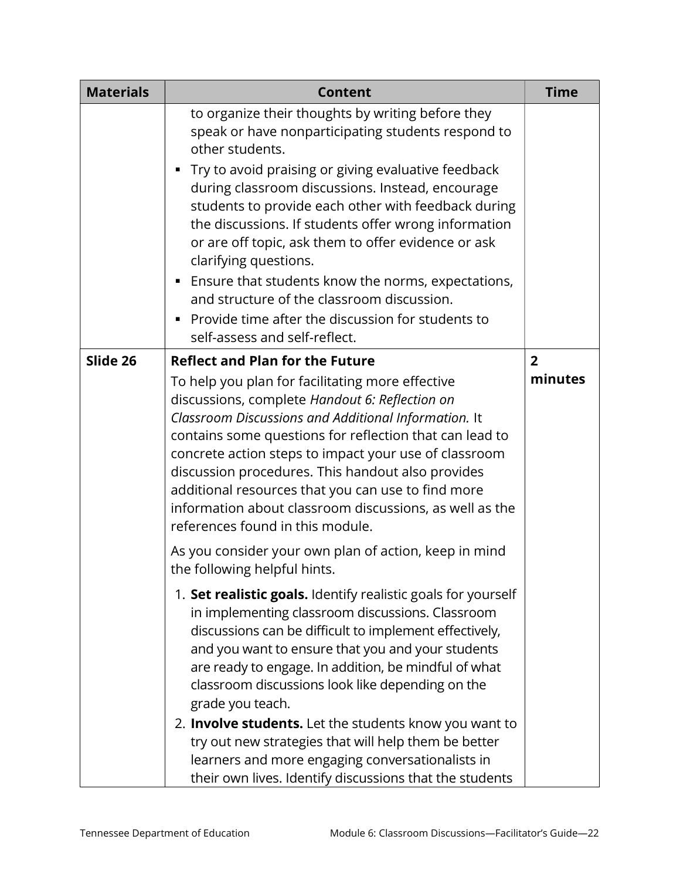| Materials | Content | Time |
|---|---|---|
| | to organize their thoughts by writing before they speak or have nonparticipating students respond to other students.<br>▪ Try to avoid praising or giving evaluative feedback during classroom discussions. Instead, encourage students to provide each other with feedback during the discussions. If students offer wrong information or are off topic, ask them to offer evidence or ask clarifying questions.<br>▪ Ensure that students know the norms, expectations, and structure of the classroom discussion.<br>▪ Provide time after the discussion for students to self-assess and self-reflect. | |
| **Slide 26** | **Reflect and Plan for the Future**<br>To help you plan for facilitating more effective discussions, complete *Handout 6: Reflection on Classroom Discussions and Additional Information.* It contains some questions for reflection that can lead to concrete action steps to impact your use of classroom discussion procedures. This handout also provides additional resources that you can use to find more information about classroom discussions, as well as the references found in this module.<br><br>As you consider your own plan of action, keep in mind the following helpful hints.<br><br>1. **Set realistic goals.** Identify realistic goals for yourself in implementing classroom discussions. Classroom discussions can be difficult to implement effectively, and you want to ensure that you and your students are ready to engage. In addition, be mindful of what classroom discussions look like depending on the grade you teach.<br>2. **Involve students.** Let the students know you want to try out new strategies that will help them be better learners and more engaging conversationalists in their own lives. Identify discussions that the students | **2 minutes** |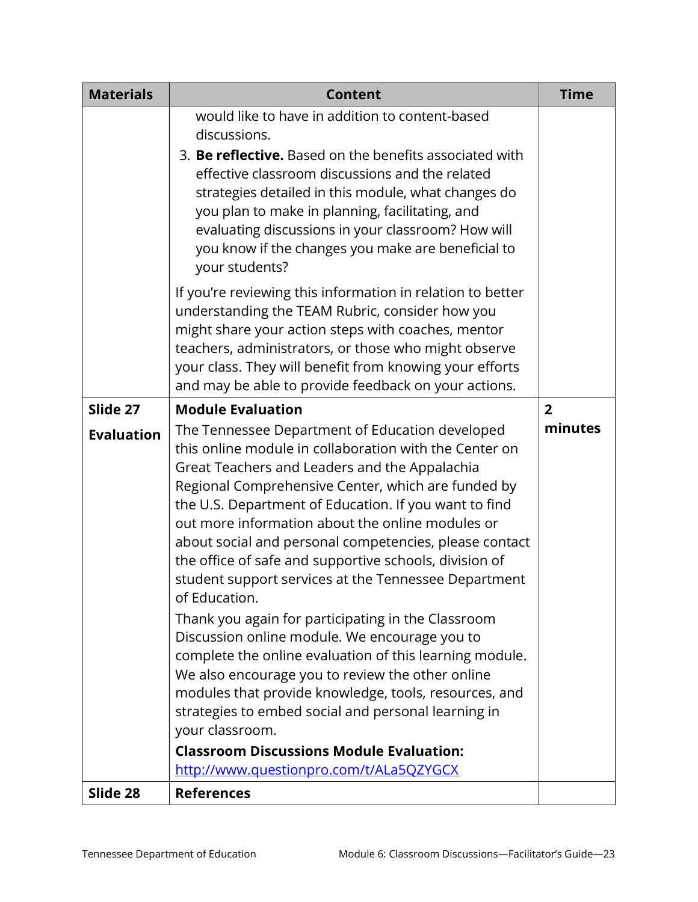| Materials | Content | Time |
|---|---|---|
| | would like to have in addition to content-based discussions.<br>3. **Be reflective.** Based on the benefits associated with effective classroom discussions and the related strategies detailed in this module, what changes do you plan to make in planning, facilitating, and evaluating discussions in your classroom? How will you know if the changes you make are beneficial to your students?<br><br>If you're reviewing this information in relation to better understanding the TEAM Rubric, consider how you might share your action steps with coaches, mentor teachers, administrators, or those who might observe your class. They will benefit from knowing your efforts and may be able to provide feedback on your actions. | |
| **Slide 27**<br><br>**Evaluation** | **Module Evaluation**<br><br>The Tennessee Department of Education developed this online module in collaboration with the Center on Great Teachers and Leaders and the Appalachia Regional Comprehensive Center, which are funded by the U.S. Department of Education. If you want to find out more information about the online modules or about social and personal competencies, please contact the office of safe and supportive schools, division of student support services at the Tennessee Department of Education.<br><br>Thank you again for participating in the Classroom Discussion online module. We encourage you to complete the online evaluation of this learning module. We also encourage you to review the other online modules that provide knowledge, tools, resources, and strategies to embed social and personal learning in your classroom.<br><br>**Classroom Discussions Module Evaluation:** http://www.questionpro.com/t/ALa5QZYGCX | **2 minutes** |
| **Slide 28** | **References** | |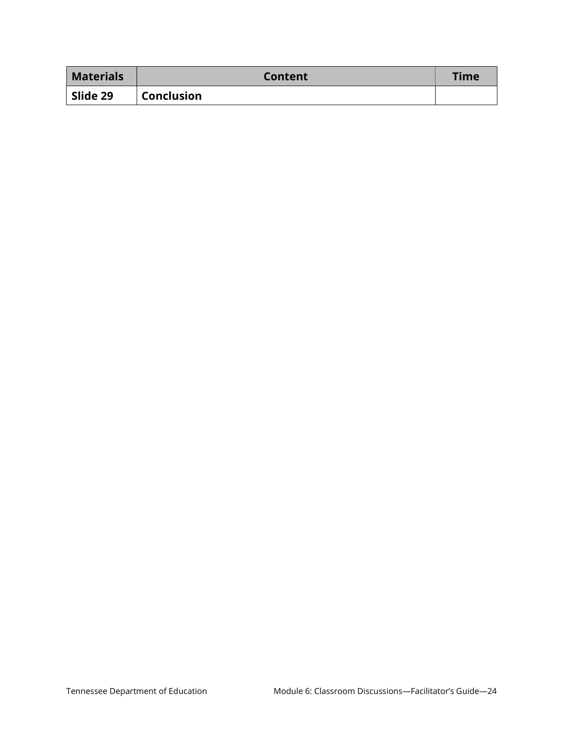| Materials | Content | Time |
|---|---|---|
| **Slide 29** | **Conclusion** | |